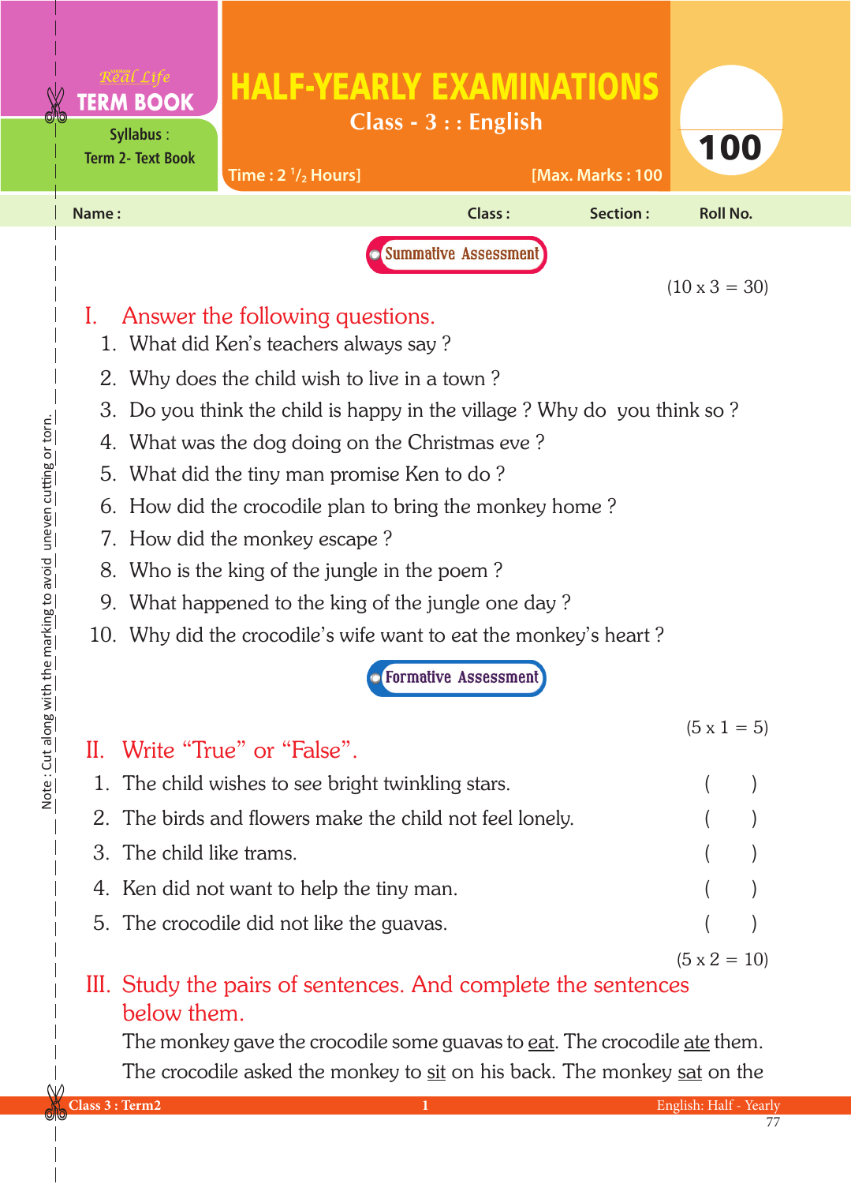Real Life **TERM BOOK**

Syllabus : Term 2- Text Book

# HALF-YEARLY EXAMINATIONS

## Class - 3 : : English

Time : 2 $^{1}/_{2}$ Hours] [Max. Marks : 100

**100**

Name : Class : Section : Roll No.

**Summative Assessment**

(10 x 3 = 30)

## I. Answer the following questions.

1. What did Ken's teachers always say ?
2. Why does the child wish to live in a town ?
3. Do you think the child is happy in the village ? Why do you think so ?
4. What was the dog doing on the Christmas eve ?
5. What did the tiny man promise Ken to do ?
6. How did the crocodile plan to bring the monkey home ?
7. How did the monkey escape ?
8. Who is the king of the jungle in the poem ?
9. What happened to the king of the jungle one day ?
10. Why did the crocodile's wife want to eat the monkey's heart ?

**Formative Assessment**

(5 x 1 = 5)

## II. Write "True" or "False".

1. The child wishes to see bright twinkling stars. ( )
2. The birds and flowers make the child not feel lonely. ( )
3. The child like trams. ( )
4. Ken did not want to help the tiny man. ( )
5. The crocodile did not like the guavas. ( )

(5 x 2 = 10)

## III. Study the pairs of sentences. And complete the sentences below them.

The monkey gave the crocodile some guavas to <u>eat</u>. The crocodile <u>ate</u> them.

The crocodile asked the monkey to <u>sit</u> on his back. The monkey <u>sat</u> on the

Note : Cut along with the marking to avoid uneven cutting or torn.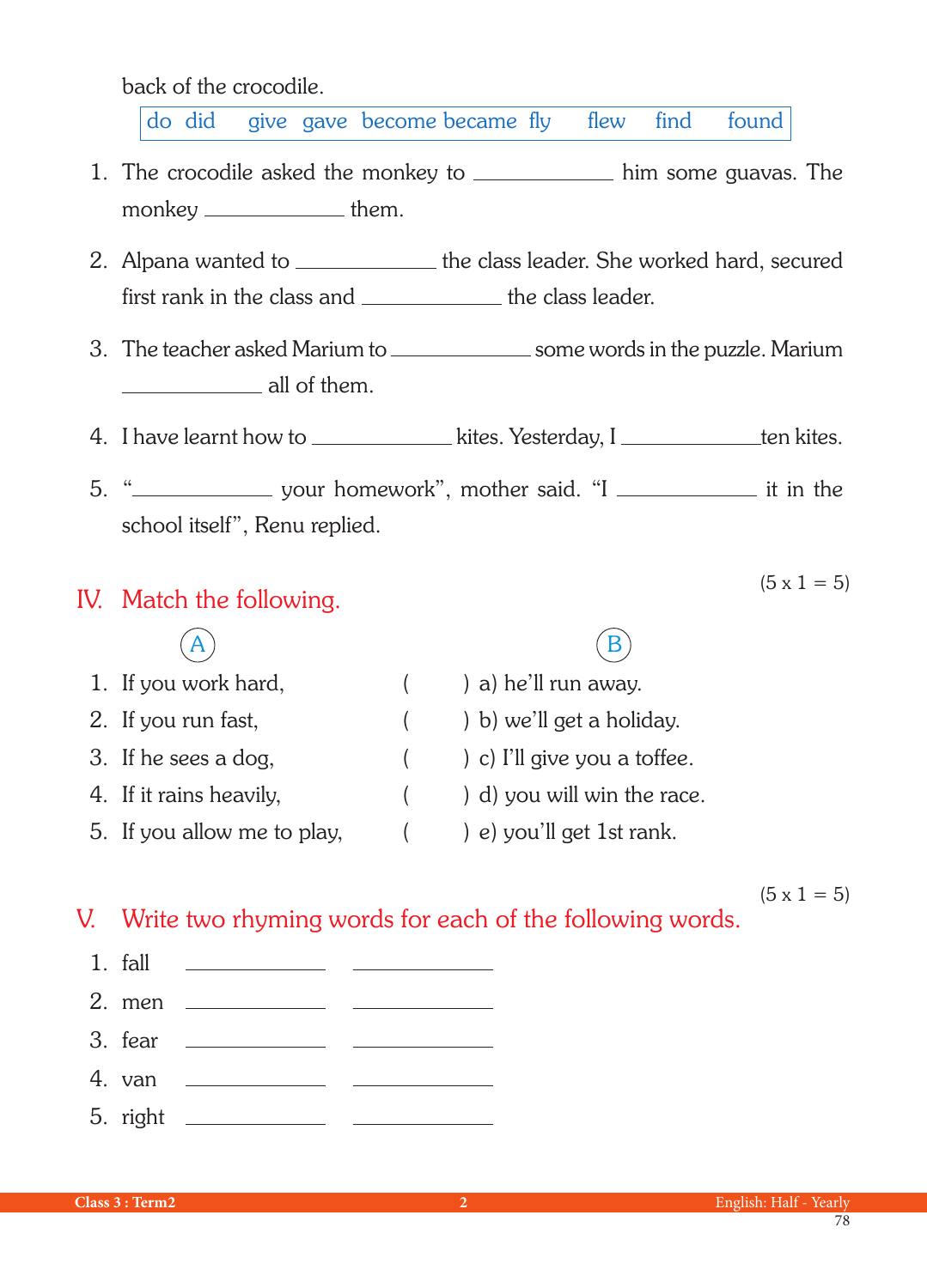back of the crocodile.

| do | did | give | gave | become | became | fly | flew | find | found |
|---|---|---|---|---|---|---|---|---|---|

1. The crocodile asked the monkey to ____________ him some guavas. The monkey ____________ them.

2. Alpana wanted to ____________ the class leader. She worked hard, secured first rank in the class and ____________ the class leader.

3. The teacher asked Marium to ____________ some words in the puzzle. Marium ____________ all of them.

4. I have learnt how to ____________ kites. Yesterday, I ____________ten kites.

5. "____________ your homework", mother said. "I ____________ it in the school itself", Renu replied.

## IV. Match the following.

(5 x 1 = 5)

| A | | B |
|---|---|---|
| 1. If you work hard, | ( ) | a) he'll run away. |
| 2. If you run fast, | ( ) | b) we'll get a holiday. |
| 3. If he sees a dog, | ( ) | c) I'll give you a toffee. |
| 4. If it rains heavily, | ( ) | d) you will win the race. |
| 5. If you allow me to play, | ( ) | e) you'll get 1st rank. |

## V. Write two rhyming words for each of the following words.

(5 x 1 = 5)

1. fall ____________ ____________
2. men ____________ ____________
3. fear ____________ ____________
4. van ____________ ____________
5. right ____________ ____________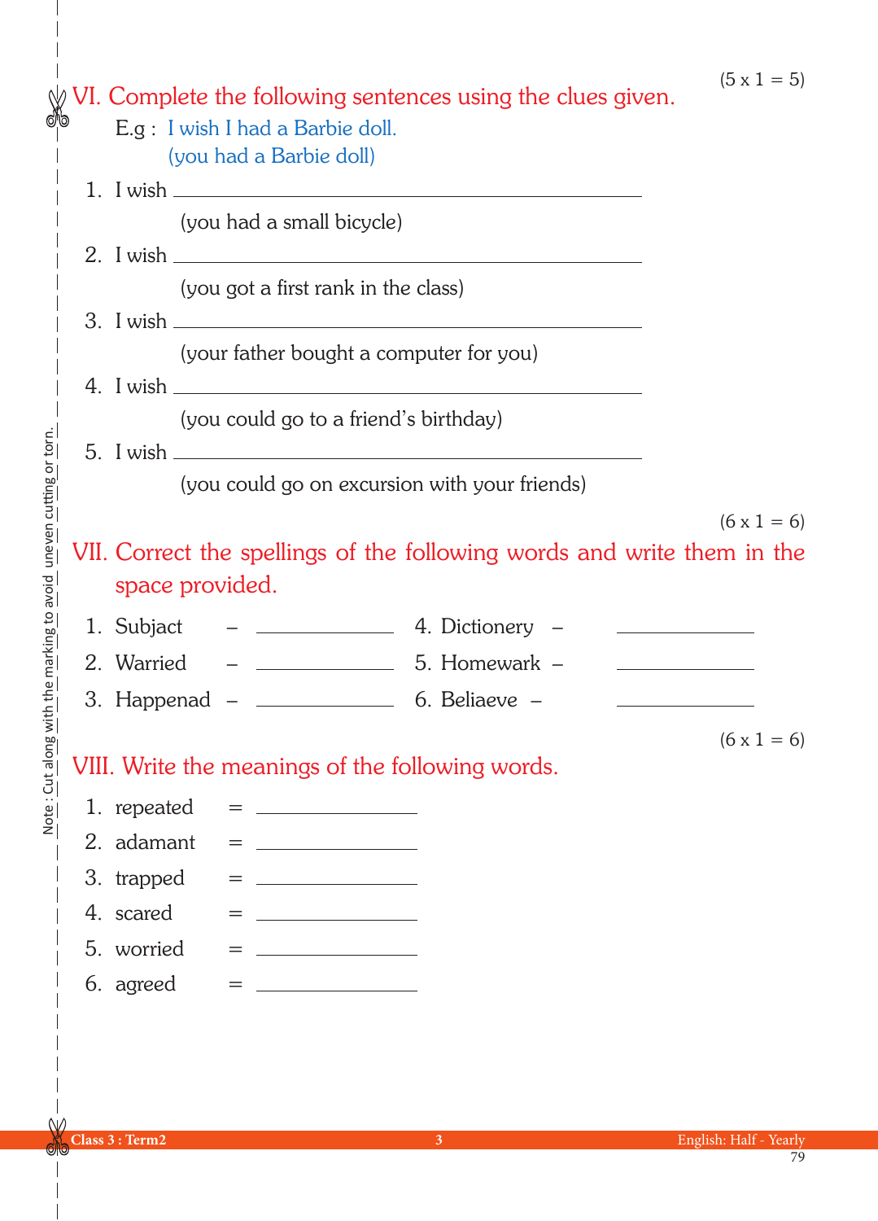(5 x 1 = 5)

## VI. Complete the following sentences using the clues given.

E.g : I wish I had a Barbie doll.
(you had a Barbie doll)

1. I wish ________________________________________
   (you had a small bicycle)
2. I wish ________________________________________
   (you got a first rank in the class)
3. I wish ________________________________________
   (your father bought a computer for you)
4. I wish ________________________________________
   (you could go to a friend's birthday)
5. I wish ________________________________________
   (you could go on excursion with your friends)

(6 x 1 = 6)

## VII. Correct the spellings of the following words and write them in the space provided.

1. Subjact – ____________
2. Warried – ____________
3. Happenad – ____________
4. Dictionery – ____________
5. Homewark – ____________
6. Beliaeve – ____________

(6 x 1 = 6)

## VIII. Write the meanings of the following words.

1. repeated = ____________
2. adamant = ____________
3. trapped = ____________
4. scared = ____________
5. worried = ____________
6. agreed = ____________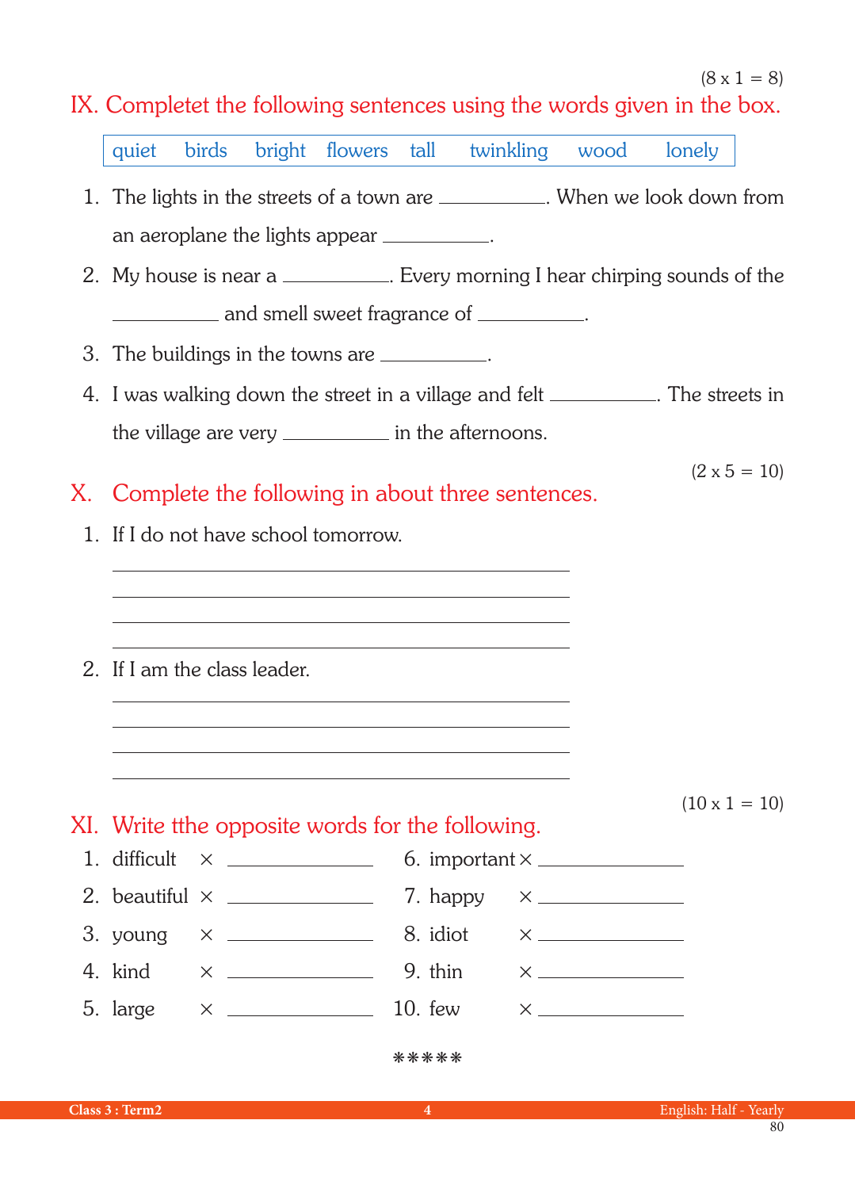(8 x 1 = 8)

## IX. Completet the following sentences using the words given in the box.

| | | | | | | | |
|---|---|---|---|---|---|---|---|
| quiet | birds | bright | flowers | tall | twinkling | wood | lonely |

1. The lights in the streets of a town are __________. When we look down from an aeroplane the lights appear __________.
2. My house is near a __________. Every morning I hear chirping sounds of the __________ and smell sweet fragrance of __________.
3. The buildings in the towns are __________.
4. I was walking down the street in a village and felt __________. The streets in the village are very __________ in the afternoons.

(2 x 5 = 10)

## X. Complete the following in about three sentences.

1. If I do not have school tomorrow.

____________________________________________

____________________________________________

____________________________________________

____________________________________________

2. If I am the class leader.

____________________________________________

____________________________________________

____________________________________________

____________________________________________

(10 x 1 = 10)

## XI. Write tthe opposite words for the following.

1. difficult × __________
2. beautiful × __________
3. young × __________
4. kind × __________
5. large × __________
6. important × __________
7. happy × __________
8. idiot × __________
9. thin × __________
10. few × __________

*****